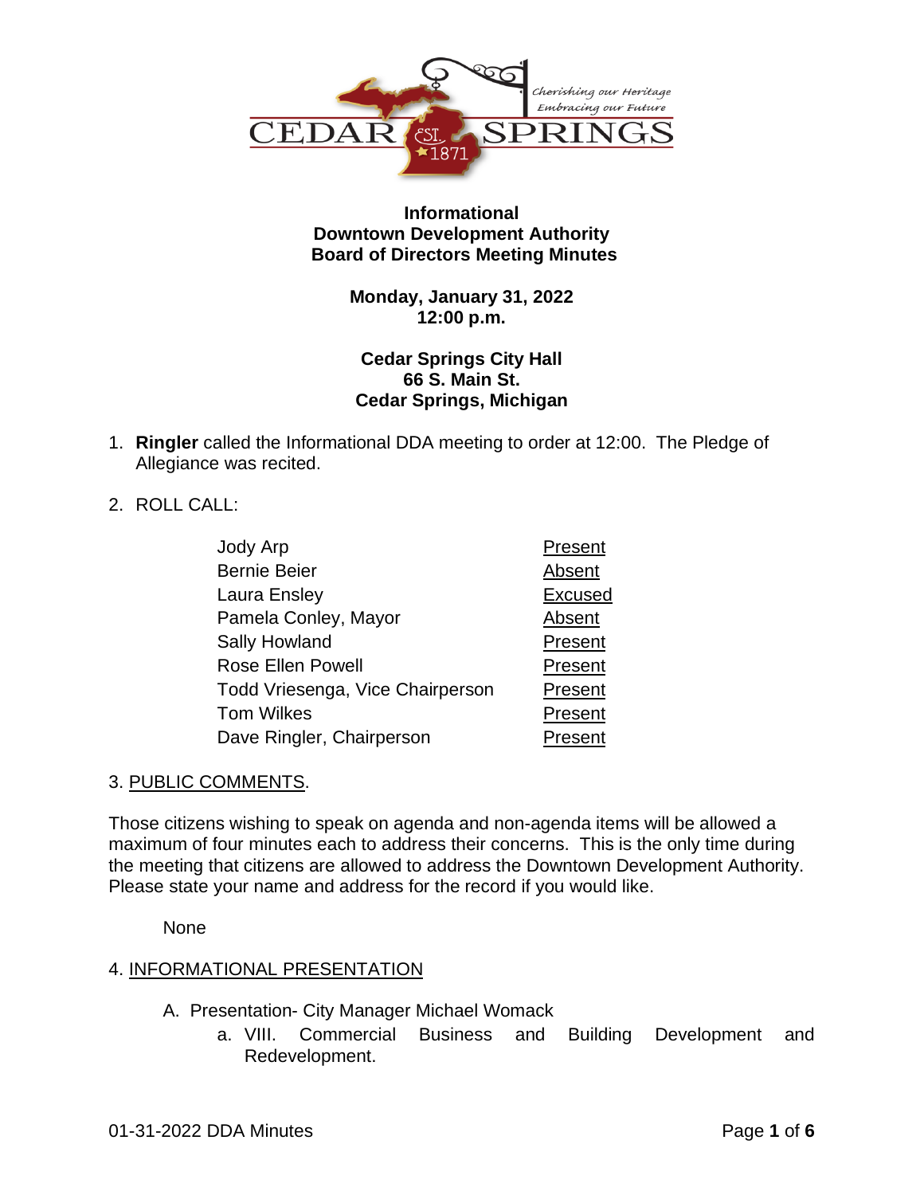**Informational**
**Downtown Development Authority**
**Board of Directors Meeting Minutes**

**Monday, January 31, 2022**
**12:00 p.m.**

**Cedar Springs City Hall**
**66 S. Main St.**
**Cedar Springs, Michigan**

1. **Ringler** called the Informational DDA meeting to order at 12:00. The Pledge of Allegiance was recited.

2. ROLL CALL:

| | |
|---|---|
| Jody Arp | Present |
| Bernie Beier | Absent |
| Laura Ensley | Excused |
| Pamela Conley, Mayor | Absent |
| Sally Howland | Present |
| Rose Ellen Powell | Present |
| Todd Vriesenga, Vice Chairperson | Present |
| Tom Wilkes | Present |
| Dave Ringler, Chairperson | Present |

3. PUBLIC COMMENTS.

Those citizens wishing to speak on agenda and non-agenda items will be allowed a maximum of four minutes each to address their concerns. This is the only time during the meeting that citizens are allowed to address the Downtown Development Authority. Please state your name and address for the record if you would like.

None

4. INFORMATIONAL PRESENTATION

   A. Presentation- City Manager Michael Womack
      a. VIII. Commercial Business and Building Development and Redevelopment.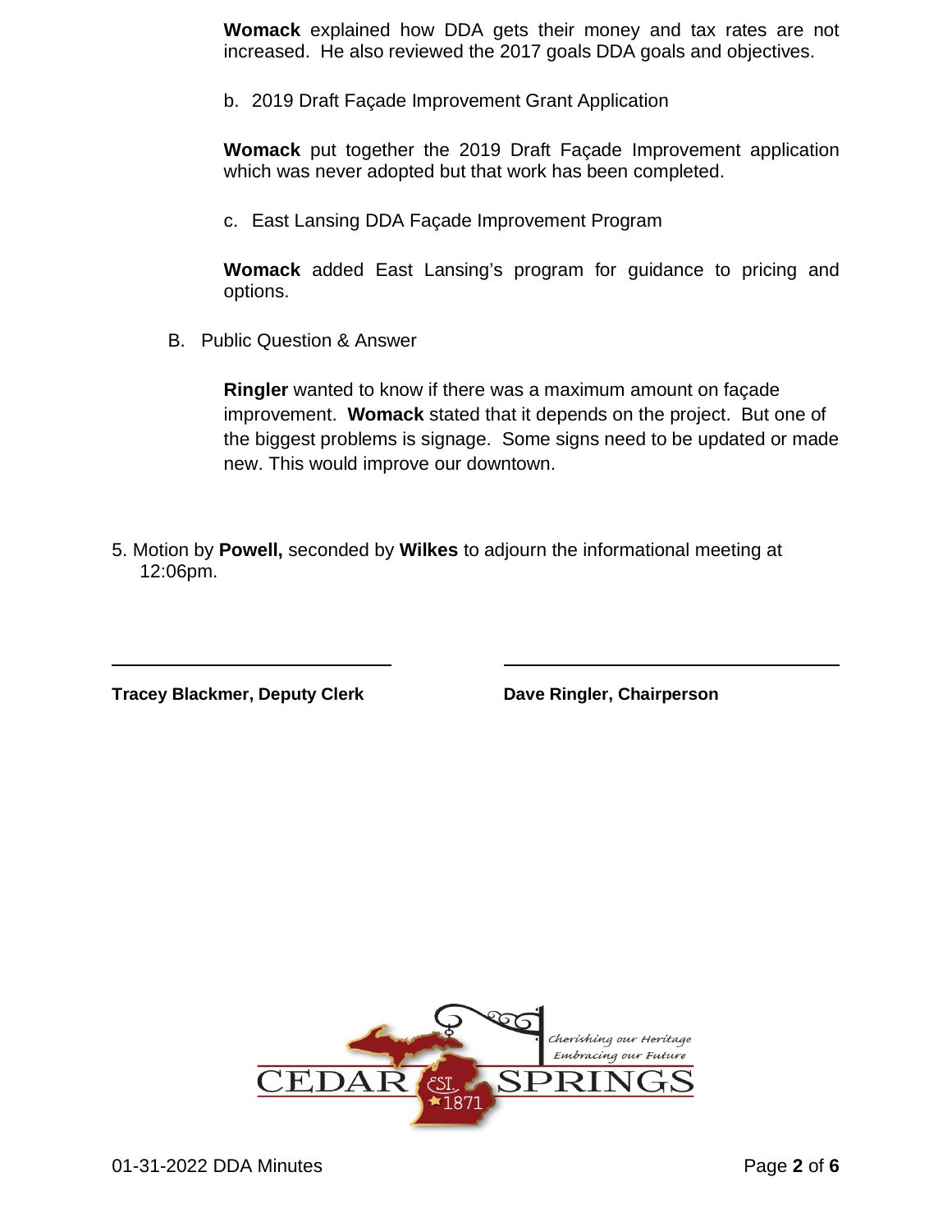**Womack** explained how DDA gets their money and tax rates are not increased. He also reviewed the 2017 goals DDA goals and objectives.

b. 2019 Draft Façade Improvement Grant Application

**Womack** put together the 2019 Draft Façade Improvement application which was never adopted but that work has been completed.

c. East Lansing DDA Façade Improvement Program

**Womack** added East Lansing's program for guidance to pricing and options.

B. Public Question & Answer

**Ringler** wanted to know if there was a maximum amount on façade improvement. **Womack** stated that it depends on the project. But one of the biggest problems is signage. Some signs need to be updated or made new. This would improve our downtown.

5. Motion by **Powell,** seconded by **Wilkes** to adjourn the informational meeting at 12:06pm.

**Tracey Blackmer, Deputy Clerk**

**Dave Ringler, Chairperson**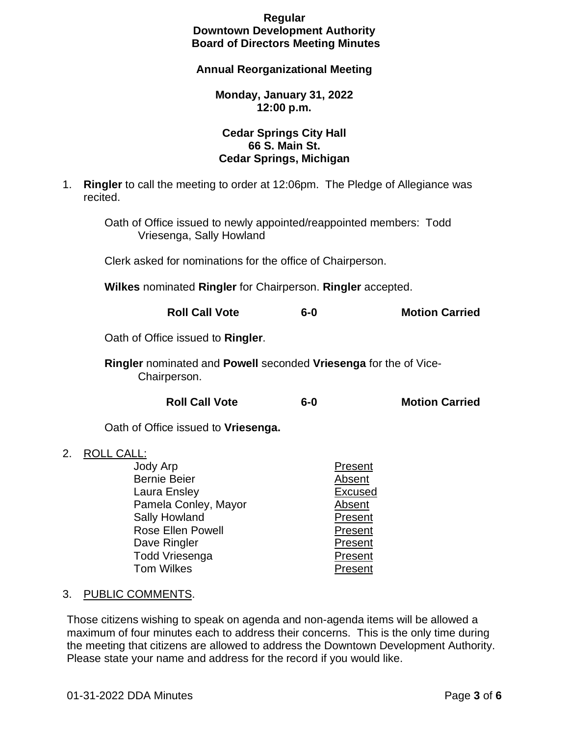**Regular**
**Downtown Development Authority**
**Board of Directors Meeting Minutes**

**Annual Reorganizational Meeting**

**Monday, January 31, 2022**
**12:00 p.m.**

**Cedar Springs City Hall**
**66 S. Main St.**
**Cedar Springs, Michigan**

1. **Ringler** to call the meeting to order at 12:06pm. The Pledge of Allegiance was recited.

   Oath of Office issued to newly appointed/reappointed members: Todd Vriesenga, Sally Howland

   Clerk asked for nominations for the office of Chairperson.

   **Wilkes** nominated **Ringler** for Chairperson. **Ringler** accepted.

   **Roll Call Vote** **6-0** **Motion Carried**

   Oath of Office issued to **Ringler**.

   **Ringler** nominated and **Powell** seconded **Vriesenga** for the of Vice-Chairperson.

   **Roll Call Vote** **6-0** **Motion Carried**

   Oath of Office issued to **Vriesenga.**

2. ROLL CALL:

| | |
|---|---|
| Jody Arp | Present |
| Bernie Beier | Absent |
| Laura Ensley | Excused |
| Pamela Conley, Mayor | Absent |
| Sally Howland | Present |
| Rose Ellen Powell | Present |
| Dave Ringler | Present |
| Todd Vriesenga | Present |
| Tom Wilkes | Present |

3. PUBLIC COMMENTS.

Those citizens wishing to speak on agenda and non-agenda items will be allowed a maximum of four minutes each to address their concerns. This is the only time during the meeting that citizens are allowed to address the Downtown Development Authority. Please state your name and address for the record if you would like.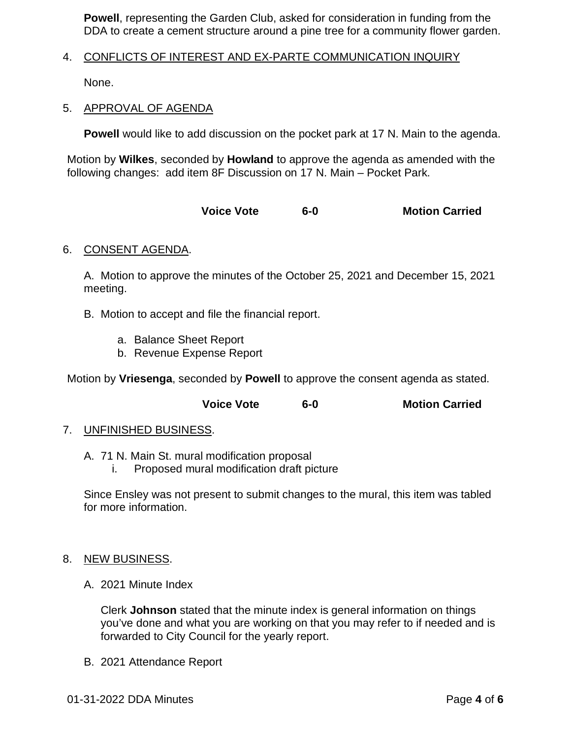**Powell**, representing the Garden Club, asked for consideration in funding from the DDA to create a cement structure around a pine tree for a community flower garden.

4. CONFLICTS OF INTEREST AND EX-PARTE COMMUNICATION INQUIRY

   None.

5. APPROVAL OF AGENDA

   **Powell** would like to add discussion on the pocket park at 17 N. Main to the agenda.

Motion by **Wilkes**, seconded by **Howland** to approve the agenda as amended with the following changes: add item 8F Discussion on 17 N. Main – Pocket Park.

**Voice Vote 6-0 Motion Carried**

6. CONSENT AGENDA.

   A. Motion to approve the minutes of the October 25, 2021 and December 15, 2021 meeting.

   B. Motion to accept and file the financial report.

      a. Balance Sheet Report
      b. Revenue Expense Report

Motion by **Vriesenga**, seconded by **Powell** to approve the consent agenda as stated.

**Voice Vote 6-0 Motion Carried**

7. UNFINISHED BUSINESS.

   A. 71 N. Main St. mural modification proposal
      i. Proposed mural modification draft picture

   Since Ensley was not present to submit changes to the mural, this item was tabled for more information.

8. NEW BUSINESS.

   A. 2021 Minute Index

      Clerk **Johnson** stated that the minute index is general information on things you've done and what you are working on that you may refer to if needed and is forwarded to City Council for the yearly report.

   B. 2021 Attendance Report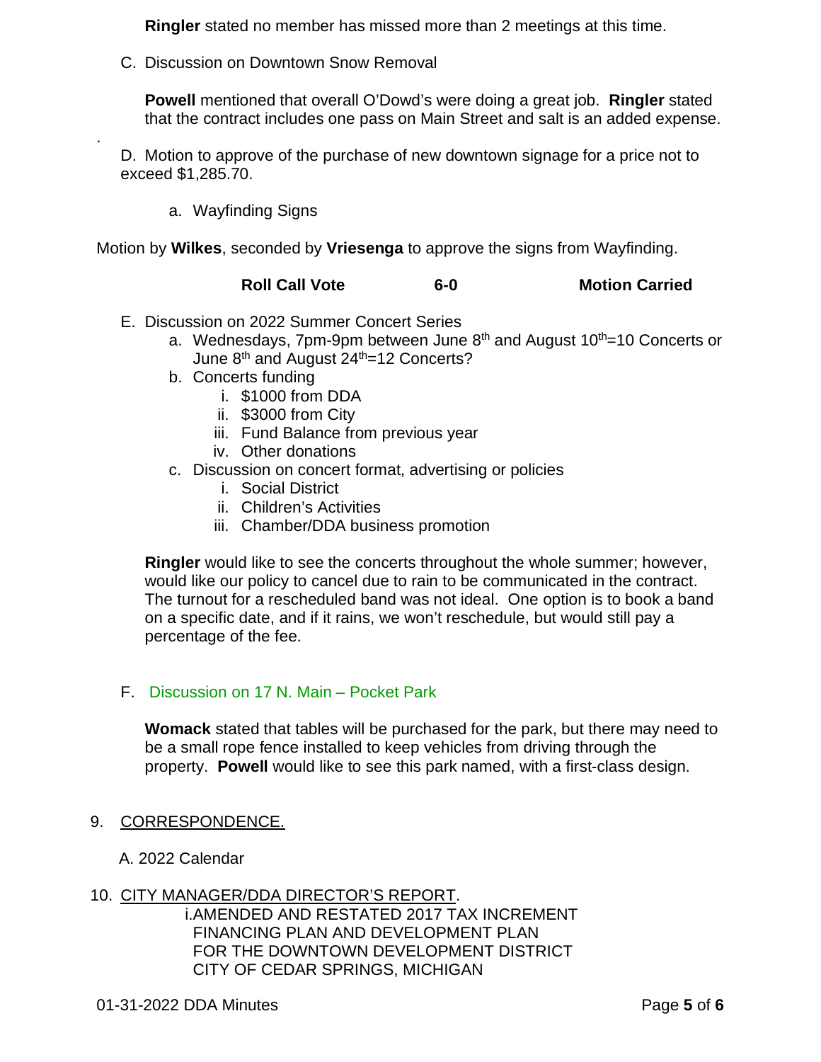**Ringler** stated no member has missed more than 2 meetings at this time.

C. Discussion on Downtown Snow Removal

**Powell** mentioned that overall O'Dowd's were doing a great job. **Ringler** stated that the contract includes one pass on Main Street and salt is an added expense.

D. Motion to approve of the purchase of new downtown signage for a price not to exceed $1,285.70.

a. Wayfinding Signs

Motion by **Wilkes**, seconded by **Vriesenga** to approve the signs from Wayfinding.

**Roll Call Vote 6-0 Motion Carried**

E. Discussion on 2022 Summer Concert Series

- a. Wednesdays, 7pm-9pm between June 8th and August 10th=10 Concerts or June 8th and August 24th=12 Concerts?
- b. Concerts funding
  - i. $1000 from DDA
  - ii. $3000 from City
  - iii. Fund Balance from previous year
  - iv. Other donations
- c. Discussion on concert format, advertising or policies
  - i. Social District
  - ii. Children's Activities
  - iii. Chamber/DDA business promotion

**Ringler** would like to see the concerts throughout the whole summer; however, would like our policy to cancel due to rain to be communicated in the contract. The turnout for a rescheduled band was not ideal. One option is to book a band on a specific date, and if it rains, we won't reschedule, but would still pay a percentage of the fee.

F. Discussion on 17 N. Main – Pocket Park

**Womack** stated that tables will be purchased for the park, but there may need to be a small rope fence installed to keep vehicles from driving through the property. **Powell** would like to see this park named, with a first-class design.

9. CORRESPONDENCE.

A. 2022 Calendar

10. CITY MANAGER/DDA DIRECTOR'S REPORT.

i. AMENDED AND RESTATED 2017 TAX INCREMENT FINANCING PLAN AND DEVELOPMENT PLAN FOR THE DOWNTOWN DEVELOPMENT DISTRICT CITY OF CEDAR SPRINGS, MICHIGAN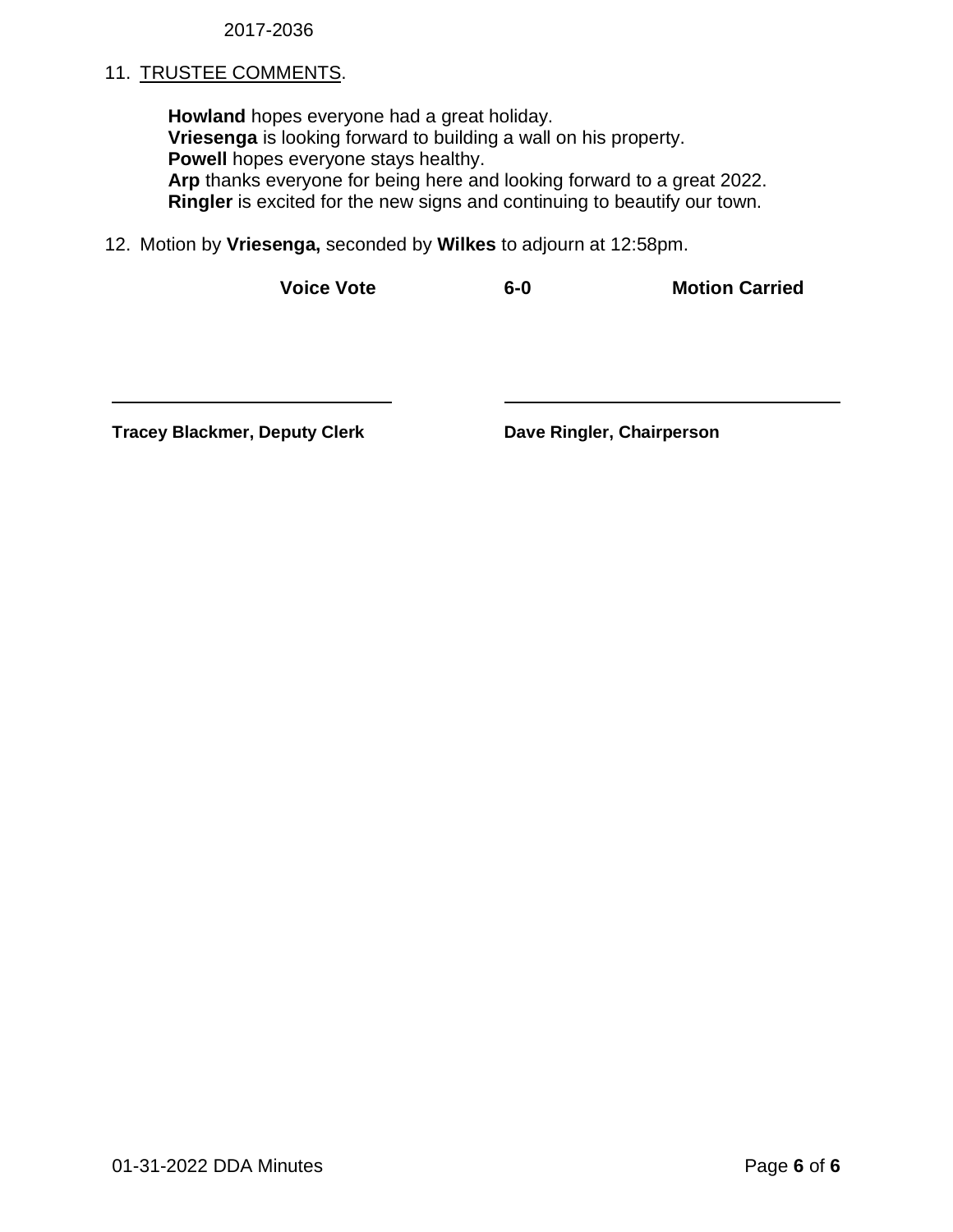2017-2036

11. TRUSTEE COMMENTS.

    **Howland** hopes everyone had a great holiday.
    **Vriesenga** is looking forward to building a wall on his property.
    **Powell** hopes everyone stays healthy.
    **Arp** thanks everyone for being here and looking forward to a great 2022.
    **Ringler** is excited for the new signs and continuing to beautify our town.

12. Motion by **Vriesenga,** seconded by **Wilkes** to adjourn at 12:58pm.

**Voice Vote** **6-0** **Motion Carried**

______________________________

**Tracey Blackmer, Deputy Clerk**

______________________________

**Dave Ringler, Chairperson**